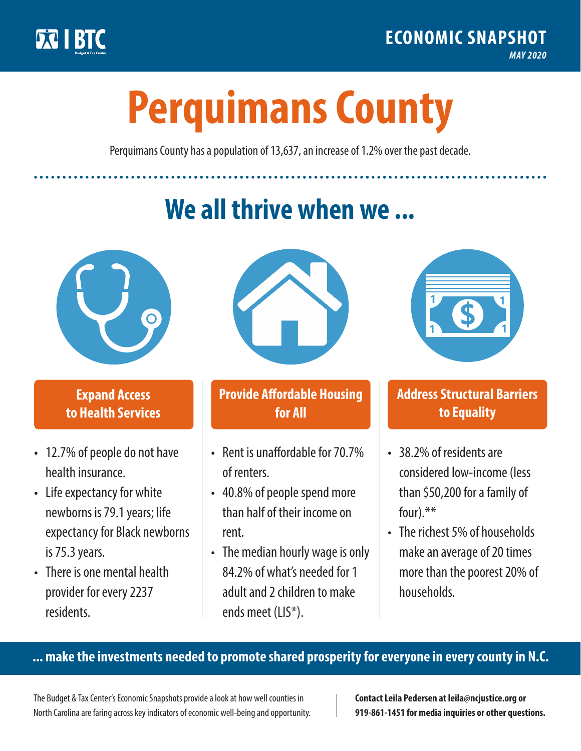BTC Budget & Tax Center

**ECONOMIC SNAPSHOT**
*MAY 2020*

# Perquimans County

Perquimans County has a population of 13,637, an increase of 1.2% over the past decade.

## We all thrive when we ...

### Expand Access to Health Services

- 12.7% of people do not have health insurance.
- Life expectancy for white newborns is 79.1 years; life expectancy for Black newborns is 75.3 years.
- There is one mental health provider for every 2237 residents.

### Provide Affordable Housing for All

- Rent is unaffordable for 70.7% of renters.
- 40.8% of people spend more than half of their income on rent.
- The median hourly wage is only 84.2% of what's needed for 1 adult and 2 children to make ends meet (LIS*).

### Address Structural Barriers to Equality

- 38.2% of residents are considered low-income (less than $50,200 for a family of four).**
- The richest 5% of households make an average of 20 times more than the poorest 20% of households.

**... make the investments needed to promote shared prosperity for everyone in every county in N.C.**

The Budget & Tax Center's Economic Snapshots provide a look at how well counties in North Carolina are faring across key indicators of economic well-being and opportunity.

**Contact Leila Pedersen at leila@ncjustice.org or 919-861-1451 for media inquiries or other questions.**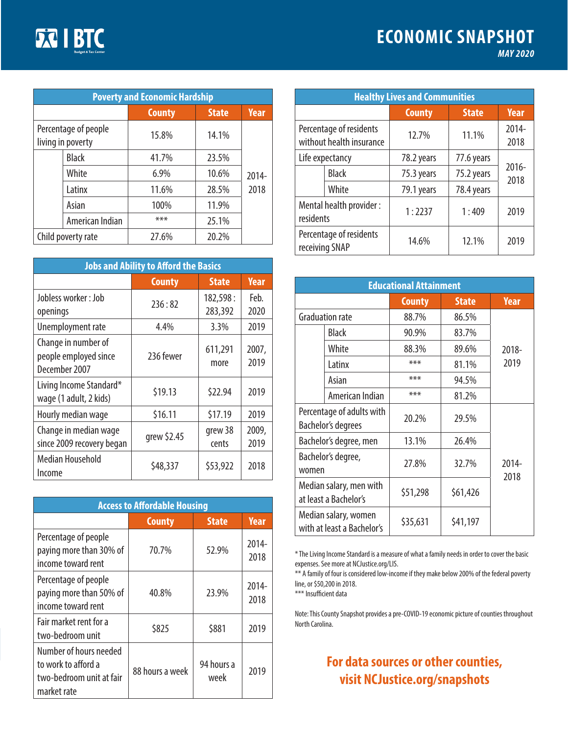# ECONOMIC SNAPSHOT

*MAY 2020*

| Poverty and Economic Hardship | | County | State | Year |
|---|---|---|---|---|
| Percentage of people living in poverty | | 15.8% | 14.1% | 2014-2018 |
| | Black | 41.7% | 23.5% | |
| | White | 6.9% | 10.6% | |
| | Latinx | 11.6% | 28.5% | |
| | Asian | 100% | 11.9% | |
| | American Indian | *** | 25.1% | |
| Child poverty rate | | 27.6% | 20.2% | |

| Jobs and Ability to Afford the Basics | County | State | Year |
|---|---|---|---|
| Jobless worker : Job openings | 236 : 82 | 182,598 : 283,392 | Feb. 2020 |
| Unemployment rate | 4.4% | 3.3% | 2019 |
| Change in number of people employed since December 2007 | 236 fewer | 611,291 more | 2007, 2019 |
| Living Income Standard* wage (1 adult, 2 kids) | $19.13 | $22.94 | 2019 |
| Hourly median wage | $16.11 | $17.19 | 2019 |
| Change in median wage since 2009 recovery began | grew $2.45 | grew 38 cents | 2009, 2019 |
| Median Household Income | $48,337 | $53,922 | 2018 |

| Access to Affordable Housing | County | State | Year |
|---|---|---|---|
| Percentage of people paying more than 30% of income toward rent | 70.7% | 52.9% | 2014-2018 |
| Percentage of people paying more than 50% of income toward rent | 40.8% | 23.9% | 2014-2018 |
| Fair market rent for a two-bedroom unit | $825 | $881 | 2019 |
| Number of hours needed to work to afford a two-bedroom unit at fair market rate | 88 hours a week | 94 hours a week | 2019 |

| Healthy Lives and Communities | | County | State | Year |
|---|---|---|---|---|
| Percentage of residents without health insurance | | 12.7% | 11.1% | 2014-2018 |
| Life expectancy | | 78.2 years | 77.6 years | 2016-2018 |
| | Black | 75.3 years | 75.2 years | |
| | White | 79.1 years | 78.4 years | |
| Mental health provider : residents | | 1 : 2237 | 1 : 409 | 2019 |
| Percentage of residents receiving SNAP | | 14.6% | 12.1% | 2019 |

| Educational Attainment | | County | State | Year |
|---|---|---|---|---|
| Graduation rate | | 88.7% | 86.5% | 2018-2019 |
| | Black | 90.9% | 83.7% | |
| | White | 88.3% | 89.6% | |
| | Latinx | *** | 81.1% | |
| | Asian | *** | 94.5% | |
| | American Indian | *** | 81.2% | |
| Percentage of adults with Bachelor's degrees | | 20.2% | 29.5% | 2014-2018 |
| Bachelor's degree, men | | 13.1% | 26.4% | |
| Bachelor's degree, women | | 27.8% | 32.7% | |
| Median salary, men with at least a Bachelor's | | $51,298 | $61,426 | |
| Median salary, women with at least a Bachelor's | | $35,631 | $41,197 | |

* The Living Income Standard is a measure of what a family needs in order to cover the basic expenses. See more at NCJustice.org/LIS.

** A family of four is considered low-income if they make below 200% of the federal poverty line, or $50,200 in 2018.

*** Insufficient data

Note: This County Snapshot provides a pre-COVID-19 economic picture of counties throughout North Carolina.

**For data sources or other counties, visit NCJustice.org/snapshots**